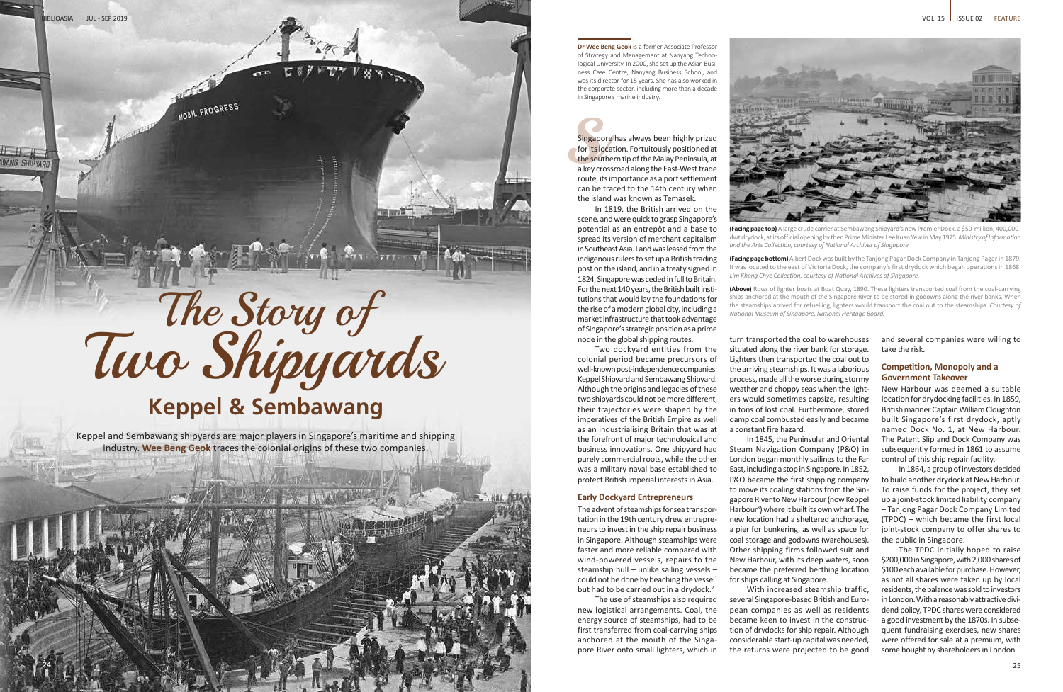# The Story of Two Shipyards

## Keppel & Sembawang

Keppel and Sembawang shipyards are major players in Singapore's maritime and shipping industry. **Wee Beng Geok** traces the colonial origins of these two companies.

**Dr Wee Beng Geok** is a former Associate Professor of Strategy and Management at Nanyang Technological University. In 2000, she set up the Asian Business Case Centre, Nanyang Business School, and was its director for 15 years. She has also worked in the corporate sector, including more than a decade in Singapore's marine industry.

Singapore has always been highly prized for its location. Fortuitously positioned at the southern tip of the Malay Peninsula, at a key crossroad along the East-West trade route, its importance as a port settlement can be traced to the 14th century when the island was known as Temasek.

In 1819, the British arrived on the scene, and were quick to grasp Singapore's potential as an entrepôt and a base to spread its version of merchant capitalism in Southeast Asia. Land was leased from the indigenous rulers to set up a British trading post on the island, and in a treaty signed in 1824, Singapore was ceded in full to Britain. For the next 140 years, the British built institutions that would lay the foundations for the rise of a modern global city, including a market infrastructure that took advantage of Singapore's strategic position as a prime node in the global shipping routes.

Two dockyard entities from the colonial period became precursors of well-known post-independence companies: Keppel Shipyard and Sembawang Shipyard. Although the origins and legacies of these two shipyards could not be more different, their trajectories were shaped by the imperatives of the British Empire as well as an industrialising Britain that was at the forefront of major technological and business innovations. One shipyard had purely commercial roots, while the other was a military naval base established to protect British imperial interests in Asia.

### Early Dockyard Entrepreneurs

The advent of steamships for sea transportation in the 19th century drew entrepreneurs to invest in the ship repair business in Singapore. Although steamships were faster and more reliable compared with wind-powered vessels, repairs to the steamship hull – unlike sailing vessels – could not be done by beaching the vessel[1] but had to be carried out in a drydock.[2]

The use of steamships also required new logistical arrangements. Coal, the energy source of steamships, had to be first transferred from coal-carrying ships anchored at the mouth of the Singapore River onto small lighters, which in turn transported the coal to warehouses situated along the river bank for storage. Lighters then transported the coal out to the arriving steamships. It was a laborious process, made all the worse during stormy weather and choppy seas when the lighters would sometimes capsize, resulting in tons of lost coal. Furthermore, stored damp coal combusted easily and became a constant fire hazard.

In 1845, the Peninsular and Oriental Steam Navigation Company (P&O) in London began monthly sailings to the Far East, including a stop in Singapore. In 1852, P&O became the first shipping company to move its coaling stations from the Singapore River to New Harbour (now Keppel Harbour[3]) where it built its own wharf. The new location had a sheltered anchorage, a pier for bunkering, as well as space for coal storage and godowns (warehouses). Other shipping firms followed suit and New Harbour, with its deep waters, soon became the preferred berthing location for ships calling at Singapore.

With increased steamship traffic, several Singapore-based British and European companies as well as residents became keen to invest in the construction of drydocks for ship repair. Although considerable start-up capital was needed, the returns were projected to be good and several companies were willing to take the risk.

### Competition, Monopoly and a Government Takeover

New Harbour was deemed a suitable location for drydocking facilities. In 1859, British mariner Captain William Cloughton built Singapore's first drydock, aptly named Dock No. 1, at New Harbour. The Patent Slip and Dock Company was subsequently formed in 1861 to assume control of this ship repair facility.

In 1864, a group of investors decided to build another drydock at New Harbour. To raise funds for the project, they set up a joint-stock limited liability company – Tanjong Pagar Dock Company Limited (TPDC) – which became the first local joint-stock company to offer shares to the public in Singapore.

The TPDC initially hoped to raise $200,000 in Singapore, with 2,000 shares of $100 each available for purchase. However, as not all shares were taken up by local residents, the balance was sold to investors in London. With a reasonably attractive dividend policy, TPDC shares were considered a good investment by the 1870s. In subsequent fundraising exercises, new shares were offered for sale at a premium, with some bought by shareholders in London.

**(Facing page top)** A large crude carrier at Sembawang Shipyard's new Premier Dock, a $50-million, 400,000-dwt drydock, at its official opening by then Prime Minister Lee Kuan Yew in May 1975. *Ministry of Information and the Arts Collection, courtesy of National Archives of Singapore.*

**(Facing page bottom)** Albert Dock was built by the Tanjong Pagar Dock Company in Tanjong Pagar in 1879. It was located to the east of Victoria Dock, the company's first drydock which began operations in 1868. *Lim Kheng Chye Collection, courtesy of National Archives of Singapore.*

**(Above)** Rows of lighter boats at Boat Quay, 1890. These lighters transported coal from the coal-carrying ships anchored at the mouth of the Singapore River to be stored in godowns along the river banks. When the steamships arrived for refuelling, lighters would transport the coal out to the steamships. *Courtesy of National Museum of Singapore, National Heritage Board.*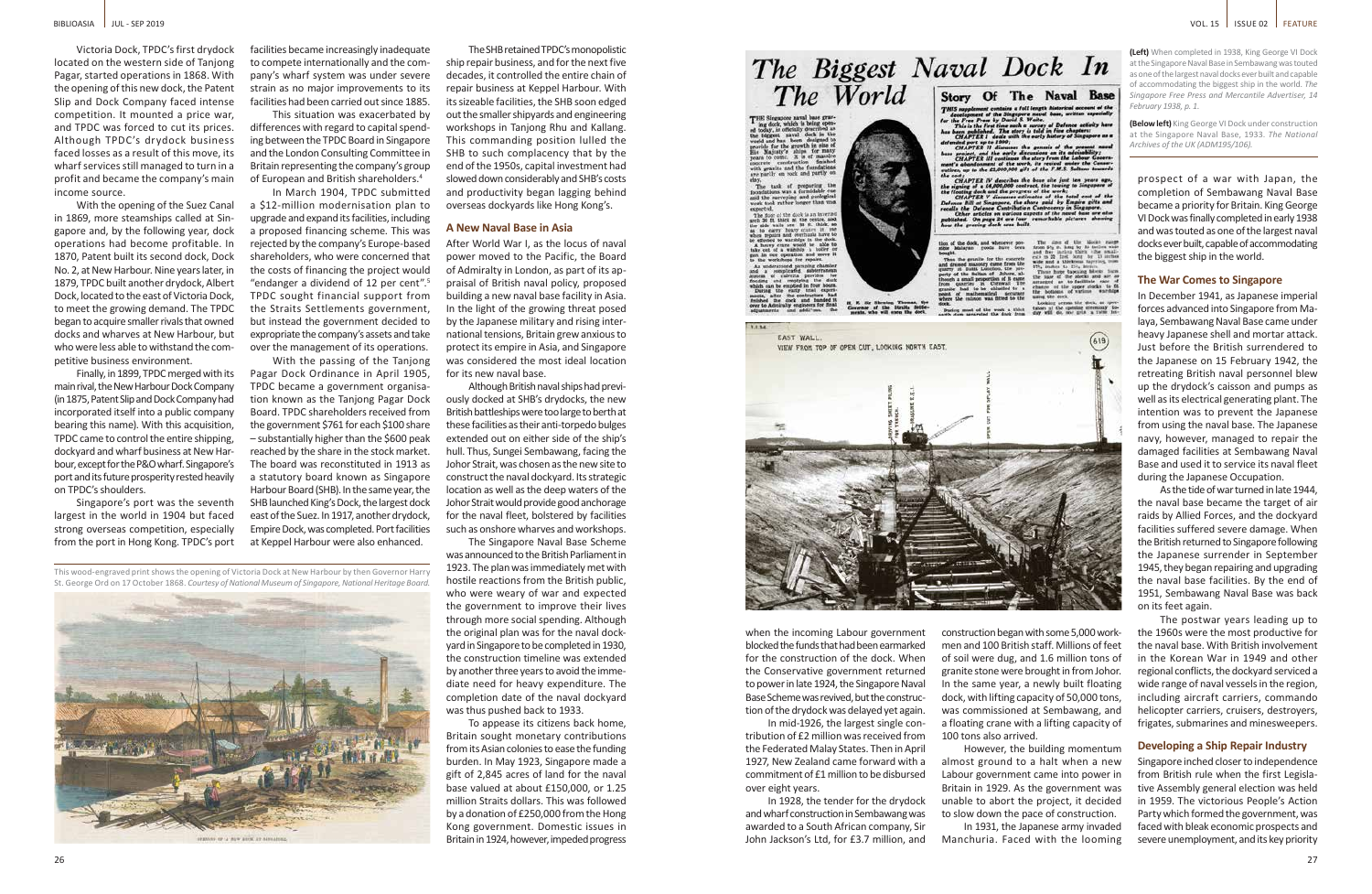Victoria Dock, TPDC's first drydock located on the western side of Tanjong Pagar, started operations in 1868. With the opening of this new dock, the Patent Slip and Dock Company faced intense competition. It mounted a price war, and TPDC was forced to cut its prices. Although TPDC's drydock business faced losses as a result of this move, its wharf services still managed to turn in a profit and became the company's main income source.

With the opening of the Suez Canal in 1869, more steamships called at Singapore and, by the following year, dock operations had become profitable. In 1870, Patent built its second dock, Dock No. 2, at New Harbour. Nine years later, in 1879, TPDC built another drydock, Albert Dock, located to the east of Victoria Dock, to meet the growing demand. The TPDC began to acquire smaller rivals that owned docks and wharves at New Harbour, but who were less able to withstand the competitive business environment.

Finally, in 1899, TPDC merged with its main rival, the New Harbour Dock Company (in 1875, Patent Slip and Dock Company had incorporated itself into a public company bearing this name). With this acquisition, TPDC came to control the entire shipping, dockyard and wharf business at New Harbour, except for the P&O wharf. Singapore's port and its future prosperity rested heavily on TPDC's shoulders.

Singapore's port was the seventh largest in the world in 1904 but faced strong overseas competition, especially from the port in Hong Kong. TPDC's port facilities became increasingly inadequate to compete internationally and the company's wharf system was under severe strain as no major improvements to its facilities had been carried out since 1885.

This situation was exacerbated by differences with regard to capital spending between the TPDC Board in Singapore and the London Consulting Committee in Britain representing the company's group of European and British shareholders.[4]

In March 1904, TPDC submitted a $12-million modernisation plan to upgrade and expand its facilities, including a proposed financing scheme. This was rejected by the company's Europe-based shareholders, who were concerned that the costs of financing the project would "endanger a dividend of 12 per cent".[5] TPDC sought financial support from the Straits Settlements government, but instead the government decided to expropriate the company's assets and take over the management of its operations.

With the passing of the Tanjong Pagar Dock Ordinance in April 1905, TPDC became a government organisation known as the Tanjong Pagar Dock Board. TPDC shareholders received from the government $761 for each $100 share – substantially higher than the $600 peak reached by the share in the stock market. The board was reconstituted in 1913 as a statutory board known as Singapore Harbour Board (SHB). In the same year, the SHB launched King's Dock, the largest dock east of the Suez. In 1917, another drydock, Empire Dock, was completed. Port facilities at Keppel Harbour were also enhanced.

This wood-engraved print shows the opening of Victoria Dock at New Harbour by then Governor Harry St. George Ord on 17 October 1868. *Courtesy of National Museum of Singapore, National Heritage Board.*

The SHB retained TPDC's monopolistic ship repair business, and for the next five decades, it controlled the entire chain of repair business at Keppel Harbour. With its sizeable facilities, the SHB soon edged out the smaller shipyards and engineering workshops in Tanjong Rhu and Kallang. This commanding position lulled the SHB to such complacency that by the end of the 1950s, capital investment had slowed down considerably and SHB's costs and productivity began lagging behind overseas dockyards like Hong Kong's.

## A New Naval Base in Asia

After World War I, as the locus of naval power moved to the Pacific, the Board of Admiralty in London, as part of its appraisal of British naval policy, proposed building a new naval base facility in Asia. In the light of the growing threat posed by the Japanese military and rising international tensions, Britain grew anxious to protect its empire in Asia, and Singapore was considered the most ideal location for its new naval base.

Although British naval ships had previously docked at SHB's drydocks, the new British battleships were too large to berth at these facilities as their anti-torpedo bulges extended out on either side of the ship's hull. Thus, Sungei Sembawang, facing the Johor Strait, was chosen as the new site to construct the naval dockyard. Its strategic location as well as the deep waters of the Johor Strait would provide good anchorage for the naval fleet, bolstered by facilities such as onshore wharves and workshops.

The Singapore Naval Base Scheme was announced to the British Parliament in 1923. The plan was immediately met with hostile reactions from the British public, who were weary of war and expected the government to improve their lives through more social spending. Although the original plan was for the naval dockyard in Singapore to be completed in 1930, the construction timeline was extended by another three years to avoid the immediate need for heavy expenditure. The completion date of the naval dockyard was thus pushed back to 1933.

To appease its citizens back home, Britain sought monetary contributions from its Asian colonies to ease the funding burden. In May 1923, Singapore made a gift of 2,845 acres of land for the naval base valued at about £150,000, or 1.25 million Straits dollars. This was followed by a donation of £250,000 from the Hong Kong government. Domestic issues in Britain in 1924, however, impeded progress when the incoming Labour government blocked the funds that had been earmarked for the construction of the dock. When the Conservative government returned to power in late 1924, the Singapore Naval Base Scheme was revived, but the construction of the drydock was delayed yet again.

In mid-1926, the largest single contribution of £2 million was received from the Federated Malay States. Then in April 1927, New Zealand came forward with a commitment of £1 million to be disbursed over eight years.

In 1928, the tender for the drydock and wharf construction in Sembawang was awarded to a South African company, Sir John Jackson's Ltd, for £3.7 million, and construction began with some 5,000 workmen and 100 British staff. Millions of feet of soil were dug, and 1.6 million tons of granite stone were brought in from Johor. In the same year, a newly built floating dock, with lifting capacity of 50,000 tons, was commissioned at Sembawang, and a floating crane with a lifting capacity of 100 tons also arrived.

However, the building momentum almost ground to a halt when a new Labour government came into power in Britain in 1929. As the government was unable to abort the project, it decided to slow down the pace of construction.

In 1931, the Japanese army invaded Manchuria. Faced with the looming prospect of a war with Japan, the completion of Sembawang Naval Base became a priority for Britain. King George VI Dock was finally completed in early 1938 and was touted as one of the largest naval docks ever built, capable of accommodating the biggest ship in the world.

**(Left)** When completed in 1938, King George VI Dock at the Singapore Naval Base in Sembawang was touted as one of the largest naval docks ever built and capable of accommodating the biggest ship in the world. *The Singapore Free Press and Mercantile Advertiser, 14 February 1938, p. 1.*

**(Below left)** King George VI Dock under construction at the Singapore Naval Base, 1933. *The National Archives of the UK (ADM195/106).*

## The War Comes to Singapore

In December 1941, as Japanese imperial forces advanced into Singapore from Malaya, Sembawang Naval Base came under heavy Japanese shell and mortar attack. Just before the British surrendered to the Japanese on 15 February 1942, the retreating British naval personnel blew up the drydock's caisson and pumps as well as its electrical generating plant. The intention was to prevent the Japanese from using the naval base. The Japanese navy, however, managed to repair the damaged facilities at Sembawang Naval Base and used it to service its naval fleet during the Japanese Occupation.

As the tide of war turned in late 1944, the naval base became the target of air raids by Allied Forces, and the dockyard facilities suffered severe damage. When the British returned to Singapore following the Japanese surrender in September 1945, they began repairing and upgrading the naval base facilities. By the end of 1951, Sembawang Naval Base was back on its feet again.

The postwar years leading up to the 1960s were the most productive for the naval base. With British involvement in the Korean War in 1949 and other regional conflicts, the dockyard serviced a wide range of naval vessels in the region, including aircraft carriers, commando helicopter carriers, cruisers, destroyers, frigates, submarines and minesweepers.

## Developing a Ship Repair Industry

Singapore inched closer to independence from British rule when the first Legislative Assembly general election was held in 1959. The victorious People's Action Party which formed the government, was faced with bleak economic prospects and severe unemployment, and its key priority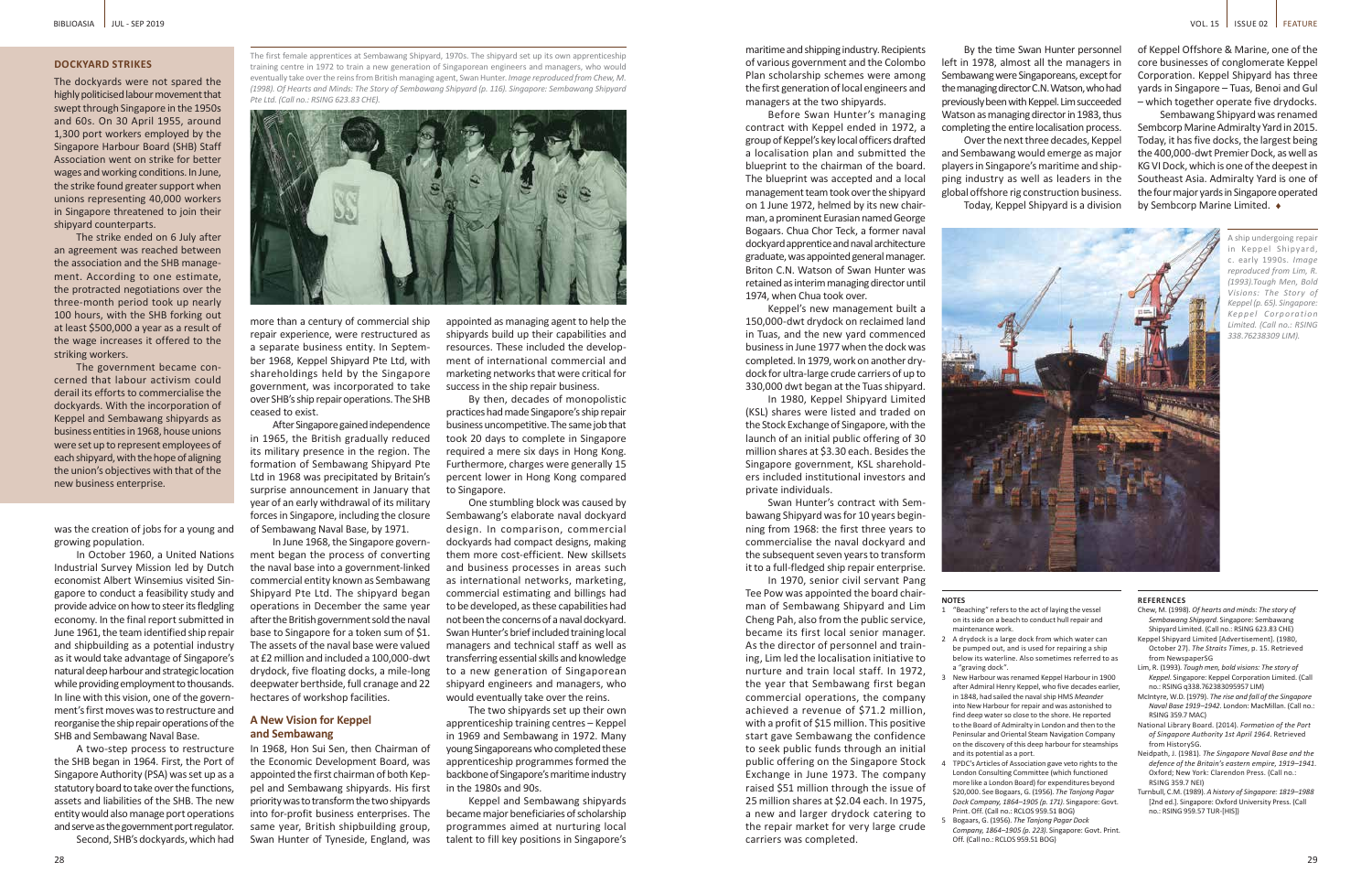### DOCKYARD STRIKES

The dockyards were not spared the highly politicised labour movement that swept through Singapore in the 1950s and 60s. On 30 April 1955, around 1,300 port workers employed by the Singapore Harbour Board (SHB) Staff Association went on strike for better wages and working conditions. In June, the strike found greater support when unions representing 40,000 workers in Singapore threatened to join their shipyard counterparts.

The strike ended on 6 July after an agreement was reached between the association and the SHB management. According to one estimate, the protracted negotiations over the three-month period took up nearly 100 hours, with the SHB forking out at least $500,000 a year as a result of the wage increases it offered to the striking workers.

The government became concerned that labour activism could derail its efforts to commercialise the dockyards. With the incorporation of Keppel and Sembawang shipyards as business entities in 1968, house unions were set up to represent employees of each shipyard, with the hope of aligning the union's objectives with that of the new business enterprise.

The first female apprentices at Sembawang Shipyard, 1970s. The shipyard set up its own apprenticeship training centre in 1972 to train a new generation of Singaporean engineers and managers, who would eventually take over the reins from British managing agent, Swan Hunter. *Image reproduced from Chew, M. (1998). Of Hearts and Minds: The Story of Sembawang Shipyard (p. 116). Singapore: Sembawang Shipyard Pte Ltd. (Call no.: RSING 623.83 CHE).*

was the creation of jobs for a young and growing population.

In October 1960, a United Nations Industrial Survey Mission led by Dutch economist Albert Winsemius visited Singapore to conduct a feasibility study and provide advice on how to steer its fledgling economy. In the final report submitted in June 1961, the team identified ship repair and shipbuilding as a potential industry as it would take advantage of Singapore's natural deep harbour and strategic location while providing employment to thousands. In line with this vision, one of the government's first moves was to restructure and reorganise the ship repair operations of the SHB and Sembawang Naval Base.

A two-step process to restructure the SHB began in 1964. First, the Port of Singapore Authority (PSA) was set up as a statutory board to take over the functions, assets and liabilities of the SHB. The new entity would also manage port operations and serve as the government port regulator.

Second, SHB's dockyards, which had more than a century of commercial ship repair experience, were restructured as a separate business entity. In September 1968, Keppel Shipyard Pte Ltd, with shareholdings held by the Singapore government, was incorporated to take over SHB's ship repair operations. The SHB ceased to exist.

After Singapore gained independence in 1965, the British gradually reduced its military presence in the region. The formation of Sembawang Shipyard Pte Ltd in 1968 was precipitated by Britain's surprise announcement in January that year of an early withdrawal of its military forces in Singapore, including the closure of Sembawang Naval Base, by 1971.

In June 1968, the Singapore government began the process of converting the naval base into a government-linked commercial entity known as Sembawang Shipyard Pte Ltd. The shipyard began operations in December the same year after the British government sold the naval base to Singapore for a token sum of $1. The assets of the naval base were valued at £2 million and included a 100,000-dwt drydock, five floating docks, a mile-long deepwater berthside, full cranage and 22 hectares of workshop facilities.

## A New Vision for Keppel and Sembawang

In 1968, Hon Sui Sen, then Chairman of the Economic Development Board, was appointed the first chairman of both Keppel and Sembawang shipyards. His first priority was to transform the two shipyards into for-profit business enterprises. The same year, British shipbuilding group, Swan Hunter of Tyneside, England, was appointed as managing agent to help the shipyards build up their capabilities and resources. These included the development of international commercial and marketing networks that were critical for success in the ship repair business.

By then, decades of monopolistic practices had made Singapore's ship repair business uncompetitive. The same job that took 20 days to complete in Singapore required a mere six days in Hong Kong. Furthermore, charges were generally 15 percent lower in Hong Kong compared to Singapore.

One stumbling block was caused by Sembawang's elaborate naval dockyard design. In comparison, commercial dockyards had compact designs, making them more cost-efficient. New skillsets and business processes in areas such as international networks, marketing, commercial estimating and billings had to be developed, as these capabilities had not been the concerns of a naval dockyard. Swan Hunter's brief included training local managers and technical staff as well as transferring essential skills and knowledge to a new generation of Singaporean shipyard engineers and managers, who would eventually take over the reins.

The two shipyards set up their own apprenticeship training centres – Keppel in 1969 and Sembawang in 1972. Many young Singaporeans who completed these apprenticeship programmes formed the backbone of Singapore's maritime industry in the 1980s and 90s.

Keppel and Sembawang shipyards became major beneficiaries of scholarship programmes aimed at nurturing local talent to fill key positions in Singapore's maritime and shipping industry. Recipients of various government and the Colombo Plan scholarship schemes were among the first generation of local engineers and managers at the two shipyards.

Before Swan Hunter's managing contract with Keppel ended in 1972, a group of Keppel's key local officers drafted a localisation plan and submitted the blueprint to the chairman of the board. The blueprint was accepted and a local management team took over the shipyard on 1 June 1972, helmed by its new chairman, a prominent Eurasian named George Bogaars. Chua Chor Teck, a former naval dockyard apprentice and naval architecture graduate, was appointed general manager. Briton C.N. Watson of Swan Hunter was retained as interim managing director until 1974, when Chua took over.

Keppel's new management built a 150,000-dwt drydock on reclaimed land in Tuas, and the new yard commenced business in June 1977 when the dock was completed. In 1979, work on another drydock for ultra-large crude carriers of up to 330,000 dwt began at the Tuas shipyard.

In 1980, Keppel Shipyard Limited (KSL) shares were listed and traded on the Stock Exchange of Singapore, with the launch of an initial public offering of 30 million shares at $3.30 each. Besides the Singapore government, KSL shareholders included institutional investors and private individuals.

Swan Hunter's contract with Sembawang Shipyard was for 10 years beginning from 1968: the first three years to commercialise the naval dockyard and the subsequent seven years to transform it to a full-fledged ship repair enterprise.

In 1970, senior civil servant Pang Tee Pow was appointed the board chairman of Sembawang Shipyard and Lim Cheng Pah, also from the public service, became its first local senior manager. As the director of personnel and training, Lim led the localisation initiative to nurture and train local staff. In 1972, the year that Sembawang first began commercial operations, the company achieved a revenue of $71.2 million, with a profit of $15 million. This positive start gave Sembawang the confidence to seek public funds through an initial public offering on the Singapore Stock Exchange in June 1973. The company raised $51 million through the issue of 25 million shares at $2.04 each. In 1975, a new and larger drydock catering to the repair market for very large crude carriers was completed.

By the time Swan Hunter personnel left in 1978, almost all the managers in Sembawang were Singaporeans, except for the managing director C.N. Watson, who had previously been with Keppel. Lim succeeded Watson as managing director in 1983, thus completing the entire localisation process.

Over the next three decades, Keppel and Sembawang would emerge as major players in Singapore's maritime and shipping industry as well as leaders in the global offshore rig construction business.

Today, Keppel Shipyard is a division of Keppel Offshore & Marine, one of the core businesses of conglomerate Keppel Corporation. Keppel Shipyard has three yards in Singapore – Tuas, Benoi and Gul – which together operate five drydocks.

Sembawang Shipyard was renamed Sembcorp Marine Admiralty Yard in 2015. Today, it has five docks, the largest being the 400,000-dwt Premier Dock, as well as KG VI Dock, which is one of the deepest in Southeast Asia. Admiralty Yard is one of the four major yards in Singapore operated by Sembcorp Marine Limited. ♦

A ship undergoing repair in Keppel Shipyard, c. early 1990s. *Image reproduced from Lim, R. (1993).Tough Men, Bold Visions: The Story of Keppel (p. 65). Singapore: Keppel Corporation Limited. (Call no.: RSING 338.76238309 LIM).*

### NOTES

1. "Beaching" refers to the act of laying the vessel on its side on a beach to conduct hull repair and maintenance work.
2. A drydock is a large dock from which water can be pumped out, and is used for repairing a ship below its waterline. Also sometimes referred to as a "graving dock".
3. New Harbour was renamed Keppel Harbour in 1900 after Admiral Henry Keppel, who five decades earlier, in 1848, had sailed the naval ship HMS *Meander* into New Harbour for repair and was astonished to find deep water so close to the shore. He reported to the Board of Admiralty in London and then to the Peninsular and Oriental Steam Navigation Company on the discovery of this deep harbour for steamships and its potential as a port.
4. TPDC's Articles of Association gave veto rights to the London Consulting Committee (which functioned more like a London Board) for expenditures beyond $20,000. See Bogaars, G. (1956). *The Tanjong Pagar Dock Company, 1864–1905 (p. 171)*. Singapore: Govt. Print. Off. (Call no.: RCLOS 959.51 BOG)
5. Bogaars, G. (1956). *The Tanjong Pagar Dock Company, 1864–1905 (p. 223)*. Singapore: Govt. Print. Off. (Call no.: RCLOS 959.51 BOG)

### REFERENCES

Chew, M. (1998). *Of hearts and minds: The story of Sembawang Shipyard*. Singapore: Sembawang Shipyard Limited. (Call no.: RSING 623.83 CHE)

Keppel Shipyard Limited [Advertisement]. (1980, October 27). *The Straits Times*, p. 15. Retrieved from NewspaperSG

Lim, R. (1993). *Tough men, bold visions: The story of Keppel*. Singapore: Keppel Corporation Limited. (Call no.: RSING q338.762383095957 LIM)

McIntyre, W.D. (1979). *The rise and fall of the Singapore Naval Base 1919–1942*. London: MacMillan. (Call no.: RSING 359.7 MAC)

National Library Board. (2014). *Formation of the Port of Singapore Authority 1st April 1964*. Retrieved from HistorySG.

Neidpath, J. (1981). *The Singapore Naval Base and the defence of the Britain's eastern empire, 1919–1941*. Oxford; New York: Clarendon Press. (Call no.: RSING 359.7 NEI)

Turnbull, C.M. (1989). *A history of Singapore: 1819–1988* [2nd ed.]. Singapore: Oxford University Press. (Call no.: RSING 959.57 TUR-[HIS])